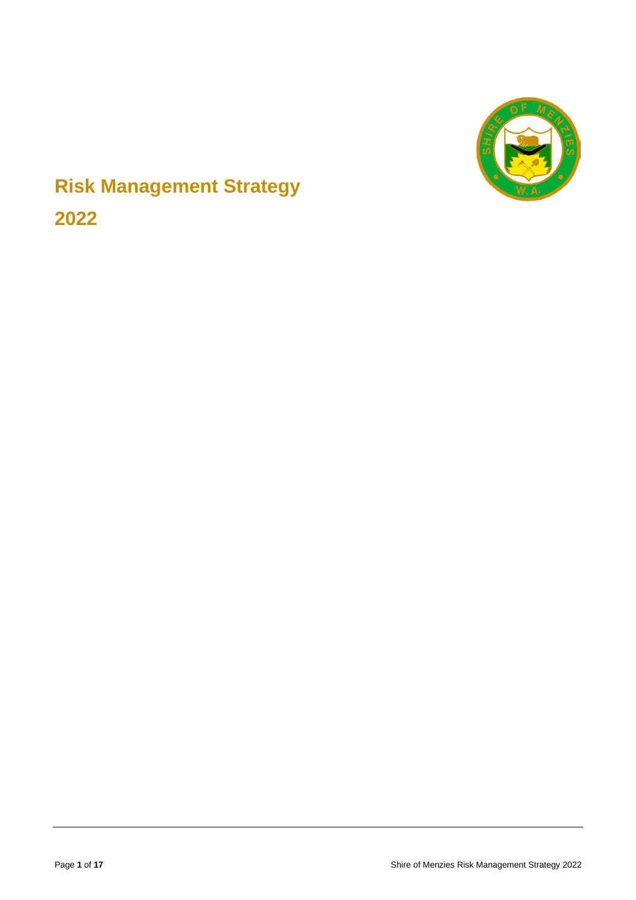# Risk Management Strategy

# 2022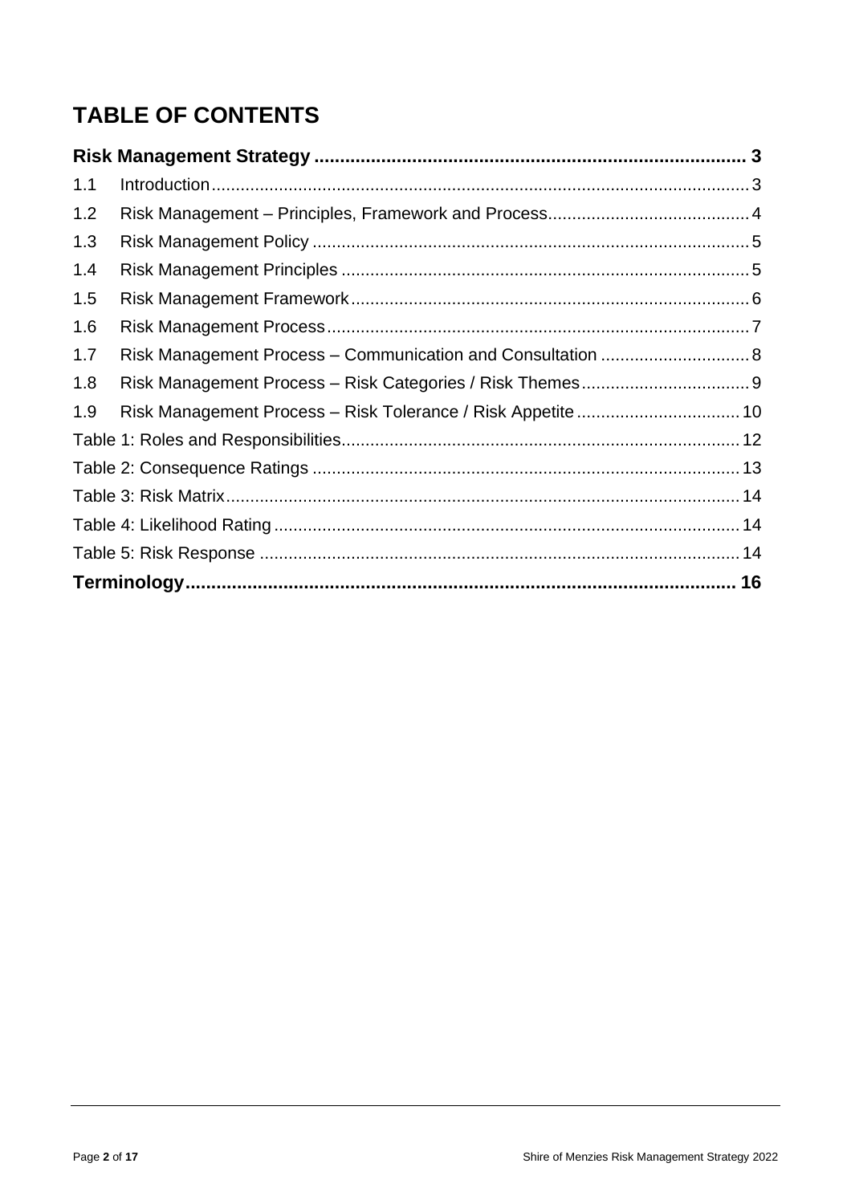# TABLE OF CONTENTS

| | | |
|---|---|---|
| **Risk Management Strategy** | | **3** |
| 1.1 | Introduction | 3 |
| 1.2 | Risk Management – Principles, Framework and Process | 4 |
| 1.3 | Risk Management Policy | 5 |
| 1.4 | Risk Management Principles | 5 |
| 1.5 | Risk Management Framework | 6 |
| 1.6 | Risk Management Process | 7 |
| 1.7 | Risk Management Process – Communication and Consultation | 8 |
| 1.8 | Risk Management Process – Risk Categories / Risk Themes | 9 |
| 1.9 | Risk Management Process – Risk Tolerance / Risk Appetite | 10 |
| Table 1: Roles and Responsibilities | | 12 |
| Table 2: Consequence Ratings | | 13 |
| Table 3: Risk Matrix | | 14 |
| Table 4: Likelihood Rating | | 14 |
| Table 5: Risk Response | | 14 |
| **Terminology** | | **16** |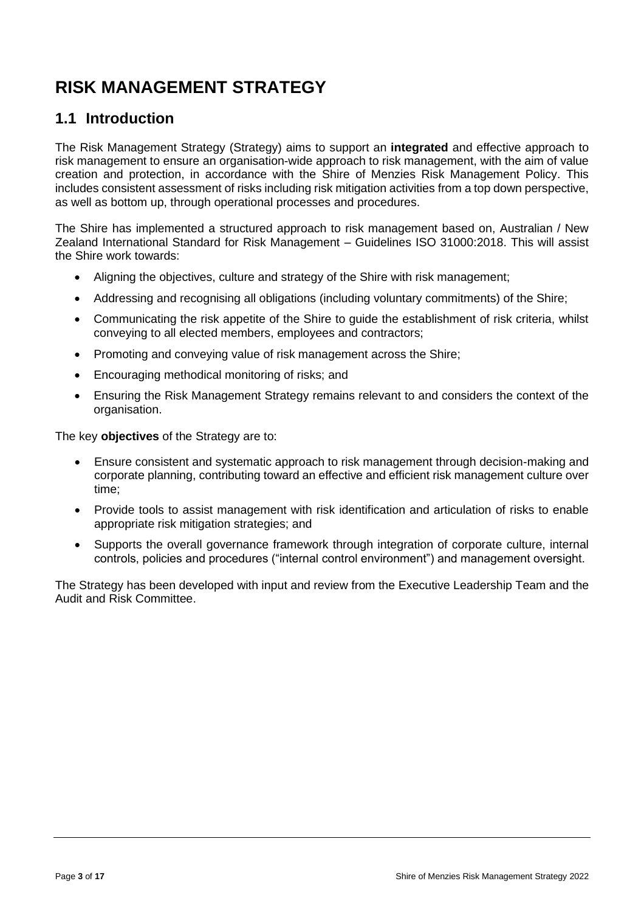# RISK MANAGEMENT STRATEGY

## 1.1 Introduction

The Risk Management Strategy (Strategy) aims to support an **integrated** and effective approach to risk management to ensure an organisation-wide approach to risk management, with the aim of value creation and protection, in accordance with the Shire of Menzies Risk Management Policy. This includes consistent assessment of risks including risk mitigation activities from a top down perspective, as well as bottom up, through operational processes and procedures.

The Shire has implemented a structured approach to risk management based on, Australian / New Zealand International Standard for Risk Management – Guidelines ISO 31000:2018. This will assist the Shire work towards:

- Aligning the objectives, culture and strategy of the Shire with risk management;
- Addressing and recognising all obligations (including voluntary commitments) of the Shire;
- Communicating the risk appetite of the Shire to guide the establishment of risk criteria, whilst conveying to all elected members, employees and contractors;
- Promoting and conveying value of risk management across the Shire;
- Encouraging methodical monitoring of risks; and
- Ensuring the Risk Management Strategy remains relevant to and considers the context of the organisation.

The key **objectives** of the Strategy are to:

- Ensure consistent and systematic approach to risk management through decision-making and corporate planning, contributing toward an effective and efficient risk management culture over time;
- Provide tools to assist management with risk identification and articulation of risks to enable appropriate risk mitigation strategies; and
- Supports the overall governance framework through integration of corporate culture, internal controls, policies and procedures ("internal control environment") and management oversight.

The Strategy has been developed with input and review from the Executive Leadership Team and the Audit and Risk Committee.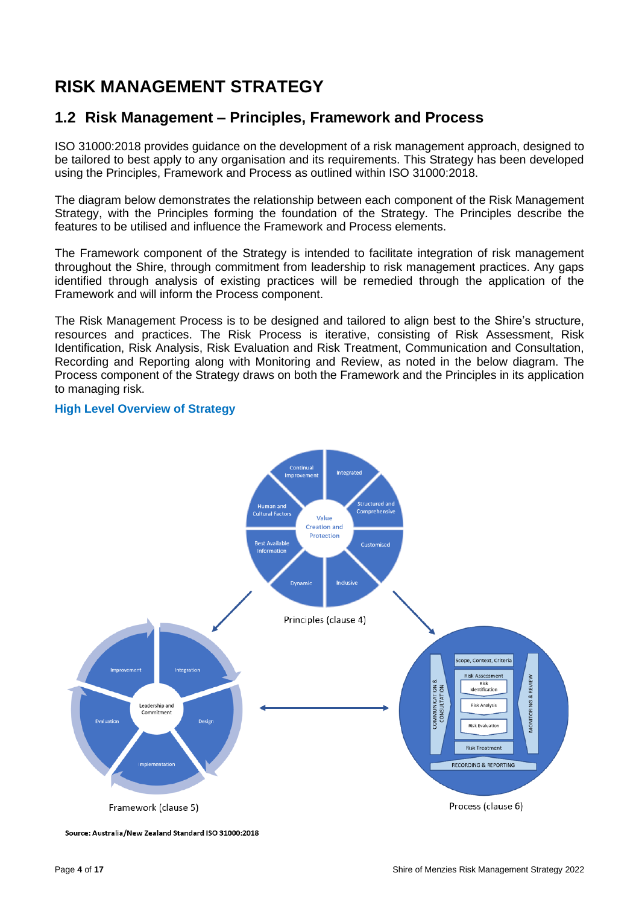# RISK MANAGEMENT STRATEGY

## 1.2 Risk Management – Principles, Framework and Process

ISO 31000:2018 provides guidance on the development of a risk management approach, designed to be tailored to best apply to any organisation and its requirements. This Strategy has been developed using the Principles, Framework and Process as outlined within ISO 31000:2018.

The diagram below demonstrates the relationship between each component of the Risk Management Strategy, with the Principles forming the foundation of the Strategy. The Principles describe the features to be utilised and influence the Framework and Process elements.

The Framework component of the Strategy is intended to facilitate integration of risk management throughout the Shire, through commitment from leadership to risk management practices. Any gaps identified through analysis of existing practices will be remedied through the application of the Framework and will inform the Process component.

The Risk Management Process is to be designed and tailored to align best to the Shire's structure, resources and practices. The Risk Process is iterative, consisting of Risk Assessment, Risk Identification, Risk Analysis, Risk Evaluation and Risk Treatment, Communication and Consultation, Recording and Reporting along with Monitoring and Review, as noted in the below diagram. The Process component of the Strategy draws on both the Framework and the Principles in its application to managing risk.

### High Level Overview of Strategy

Principles (clause 4)

Framework (clause 5)

Process (clause 6)

**Source: Australia/New Zealand Standard ISO 31000:2018**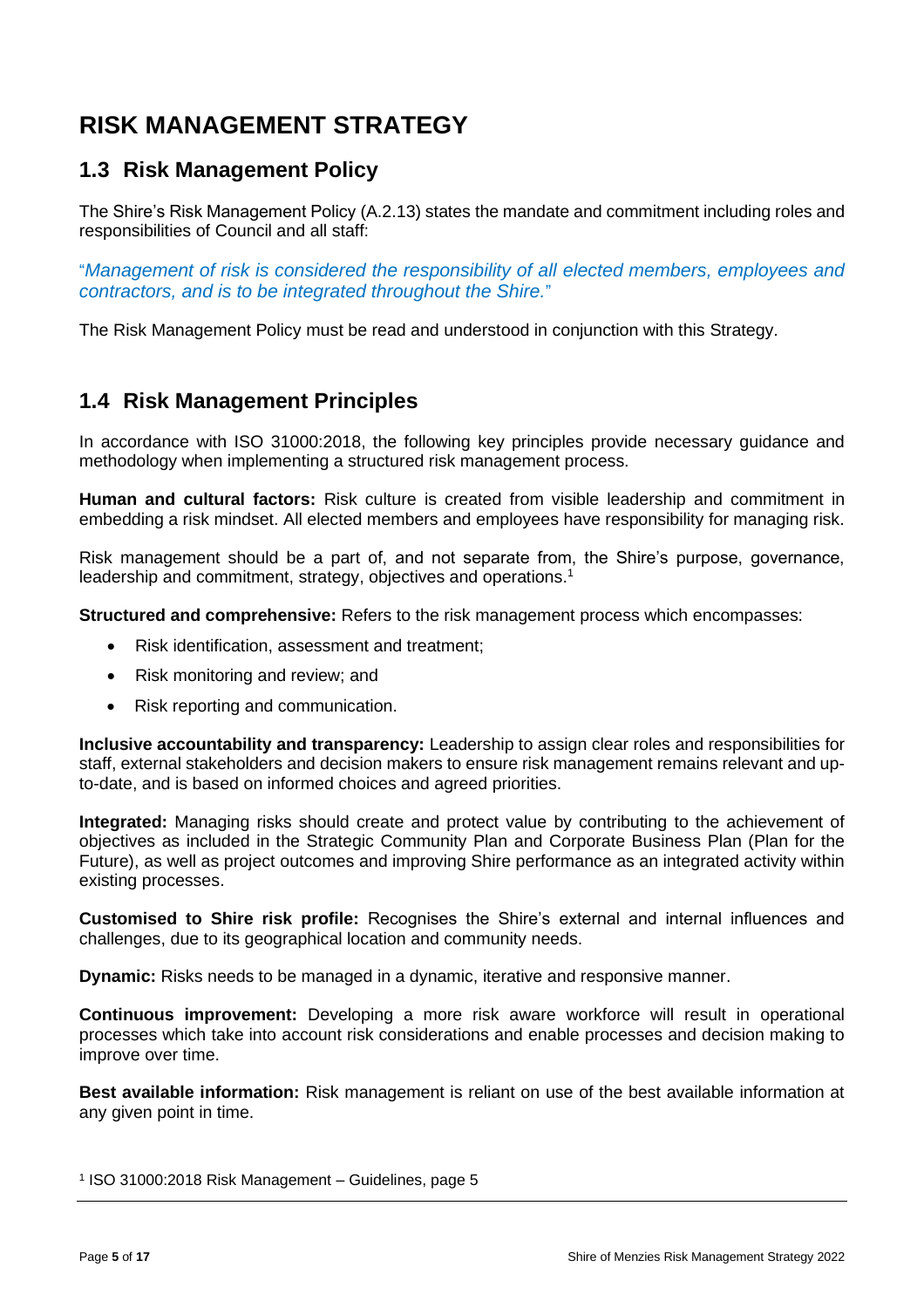# RISK MANAGEMENT STRATEGY

## 1.3 Risk Management Policy

The Shire's Risk Management Policy (A.2.13) states the mandate and commitment including roles and responsibilities of Council and all staff:

"*Management of risk is considered the responsibility of all elected members, employees and contractors, and is to be integrated throughout the Shire.*"

The Risk Management Policy must be read and understood in conjunction with this Strategy.

## 1.4 Risk Management Principles

In accordance with ISO 31000:2018, the following key principles provide necessary guidance and methodology when implementing a structured risk management process.

**Human and cultural factors:** Risk culture is created from visible leadership and commitment in embedding a risk mindset. All elected members and employees have responsibility for managing risk.

Risk management should be a part of, and not separate from, the Shire's purpose, governance, leadership and commitment, strategy, objectives and operations.[1]

**Structured and comprehensive:** Refers to the risk management process which encompasses:

- Risk identification, assessment and treatment;
- Risk monitoring and review; and
- Risk reporting and communication.

**Inclusive accountability and transparency:** Leadership to assign clear roles and responsibilities for staff, external stakeholders and decision makers to ensure risk management remains relevant and up-to-date, and is based on informed choices and agreed priorities.

**Integrated:** Managing risks should create and protect value by contributing to the achievement of objectives as included in the Strategic Community Plan and Corporate Business Plan (Plan for the Future), as well as project outcomes and improving Shire performance as an integrated activity within existing processes.

**Customised to Shire risk profile:** Recognises the Shire's external and internal influences and challenges, due to its geographical location and community needs.

**Dynamic:** Risks needs to be managed in a dynamic, iterative and responsive manner.

**Continuous improvement:** Developing a more risk aware workforce will result in operational processes which take into account risk considerations and enable processes and decision making to improve over time.

**Best available information:** Risk management is reliant on use of the best available information at any given point in time.

[1] ISO 31000:2018 Risk Management – Guidelines, page 5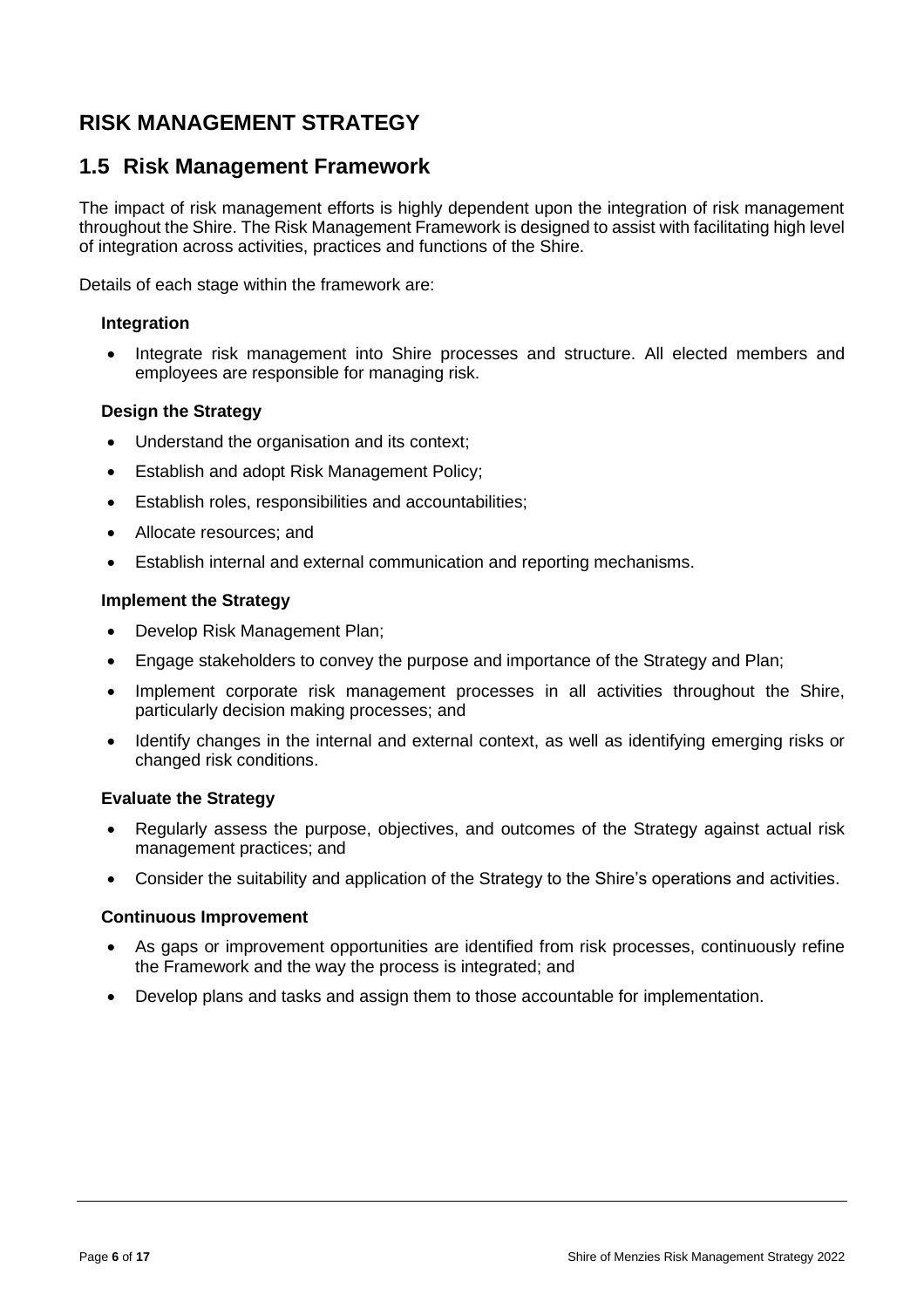# RISK MANAGEMENT STRATEGY

## 1.5 Risk Management Framework

The impact of risk management efforts is highly dependent upon the integration of risk management throughout the Shire. The Risk Management Framework is designed to assist with facilitating high level of integration across activities, practices and functions of the Shire.

Details of each stage within the framework are:

**Integration**

- Integrate risk management into Shire processes and structure. All elected members and employees are responsible for managing risk.

**Design the Strategy**

- Understand the organisation and its context;
- Establish and adopt Risk Management Policy;
- Establish roles, responsibilities and accountabilities;
- Allocate resources; and
- Establish internal and external communication and reporting mechanisms.

**Implement the Strategy**

- Develop Risk Management Plan;
- Engage stakeholders to convey the purpose and importance of the Strategy and Plan;
- Implement corporate risk management processes in all activities throughout the Shire, particularly decision making processes; and
- Identify changes in the internal and external context, as well as identifying emerging risks or changed risk conditions.

**Evaluate the Strategy**

- Regularly assess the purpose, objectives, and outcomes of the Strategy against actual risk management practices; and
- Consider the suitability and application of the Strategy to the Shire's operations and activities.

**Continuous Improvement**

- As gaps or improvement opportunities are identified from risk processes, continuously refine the Framework and the way the process is integrated; and
- Develop plans and tasks and assign them to those accountable for implementation.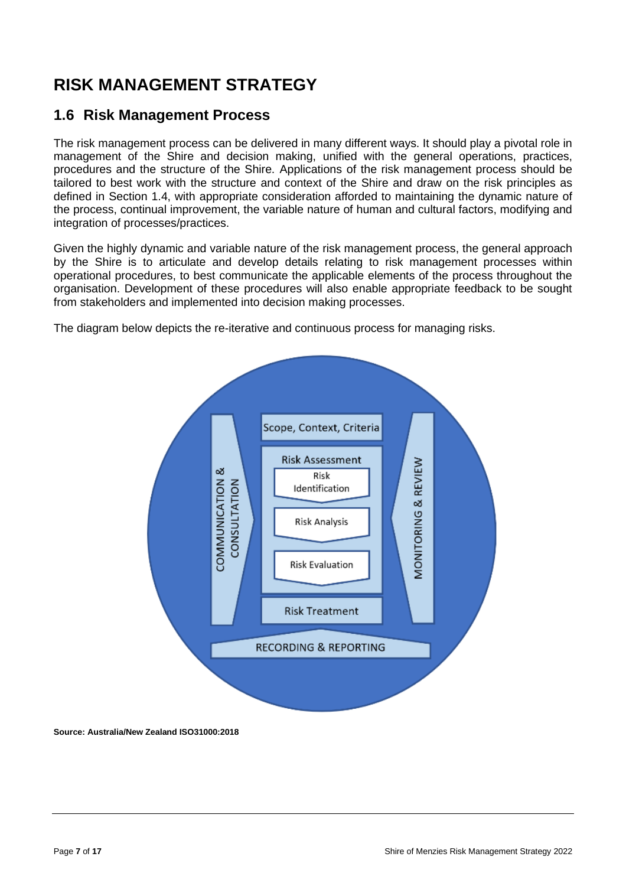# RISK MANAGEMENT STRATEGY

## 1.6 Risk Management Process

The risk management process can be delivered in many different ways. It should play a pivotal role in management of the Shire and decision making, unified with the general operations, practices, procedures and the structure of the Shire. Applications of the risk management process should be tailored to best work with the structure and context of the Shire and draw on the risk principles as defined in Section 1.4, with appropriate consideration afforded to maintaining the dynamic nature of the process, continual improvement, the variable nature of human and cultural factors, modifying and integration of processes/practices.

Given the highly dynamic and variable nature of the risk management process, the general approach by the Shire is to articulate and develop details relating to risk management processes within operational procedures, to best communicate the applicable elements of the process throughout the organisation. Development of these procedures will also enable appropriate feedback to be sought from stakeholders and implemented into decision making processes.

The diagram below depicts the re-iterative and continuous process for managing risks.

COMMUNICATION & CONSULTATION

Scope, Context, Criteria

Risk Assessment

Risk Identification

Risk Analysis

Risk Evaluation

Risk Treatment

MONITORING & REVIEW

RECORDING & REPORTING

**Source: Australia/New Zealand ISO31000:2018**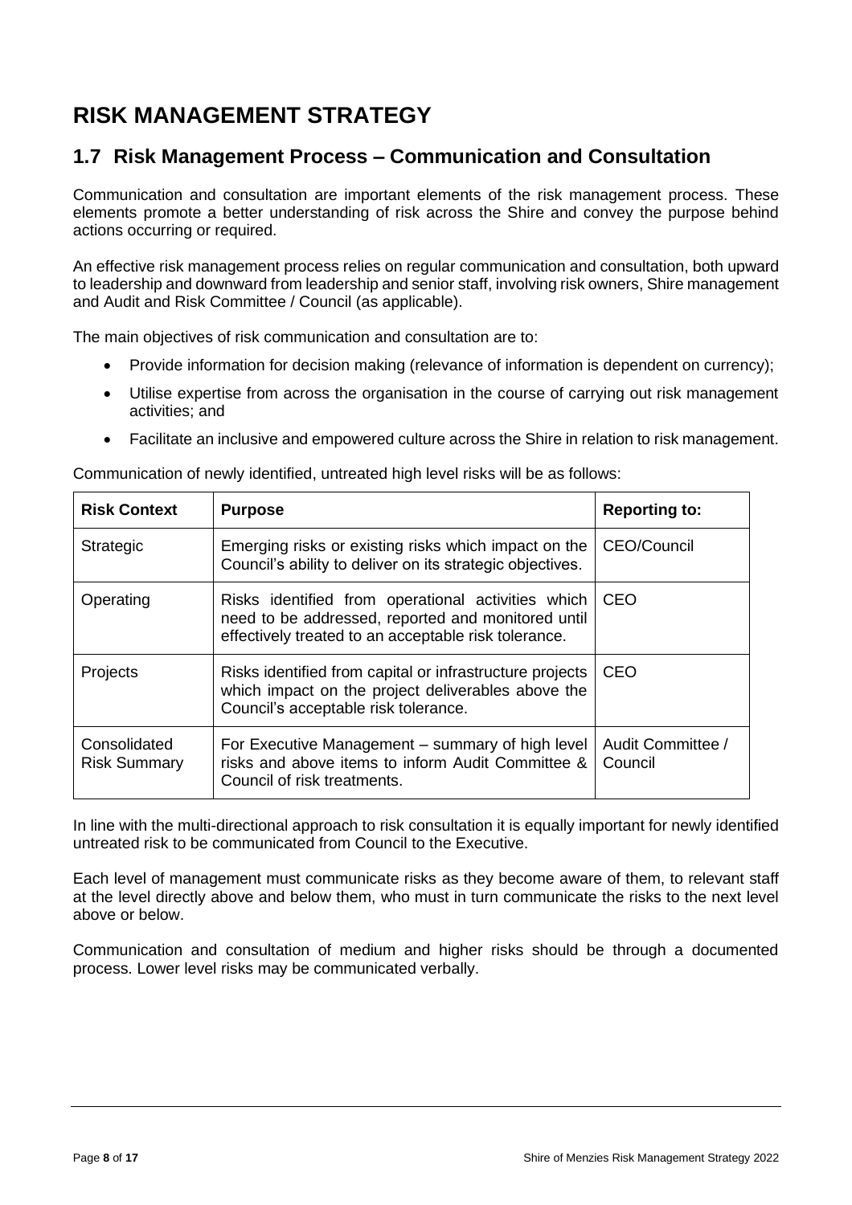# RISK MANAGEMENT STRATEGY

## 1.7 Risk Management Process – Communication and Consultation

Communication and consultation are important elements of the risk management process. These elements promote a better understanding of risk across the Shire and convey the purpose behind actions occurring or required.

An effective risk management process relies on regular communication and consultation, both upward to leadership and downward from leadership and senior staff, involving risk owners, Shire management and Audit and Risk Committee / Council (as applicable).

The main objectives of risk communication and consultation are to:

- Provide information for decision making (relevance of information is dependent on currency);
- Utilise expertise from across the organisation in the course of carrying out risk management activities; and
- Facilitate an inclusive and empowered culture across the Shire in relation to risk management.

Communication of newly identified, untreated high level risks will be as follows:

| Risk Context | Purpose | Reporting to: |
|---|---|---|
| Strategic | Emerging risks or existing risks which impact on the Council's ability to deliver on its strategic objectives. | CEO/Council |
| Operating | Risks identified from operational activities which need to be addressed, reported and monitored until effectively treated to an acceptable risk tolerance. | CEO |
| Projects | Risks identified from capital or infrastructure projects which impact on the project deliverables above the Council's acceptable risk tolerance. | CEO |
| Consolidated Risk Summary | For Executive Management – summary of high level risks and above items to inform Audit Committee & Council of risk treatments. | Audit Committee / Council |

In line with the multi-directional approach to risk consultation it is equally important for newly identified untreated risk to be communicated from Council to the Executive.

Each level of management must communicate risks as they become aware of them, to relevant staff at the level directly above and below them, who must in turn communicate the risks to the next level above or below.

Communication and consultation of medium and higher risks should be through a documented process. Lower level risks may be communicated verbally.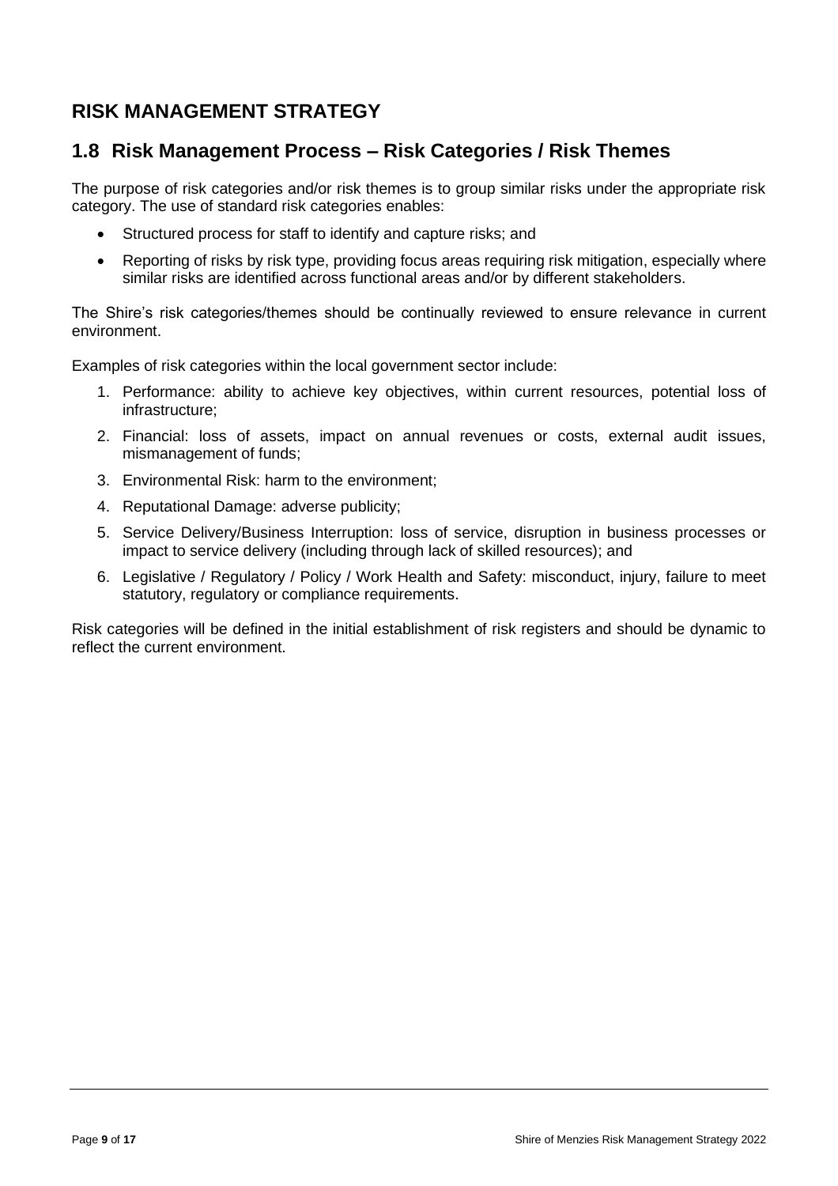# RISK MANAGEMENT STRATEGY

## 1.8 Risk Management Process – Risk Categories / Risk Themes

The purpose of risk categories and/or risk themes is to group similar risks under the appropriate risk category. The use of standard risk categories enables:

- Structured process for staff to identify and capture risks; and
- Reporting of risks by risk type, providing focus areas requiring risk mitigation, especially where similar risks are identified across functional areas and/or by different stakeholders.

The Shire's risk categories/themes should be continually reviewed to ensure relevance in current environment.

Examples of risk categories within the local government sector include:

1. Performance: ability to achieve key objectives, within current resources, potential loss of infrastructure;
2. Financial: loss of assets, impact on annual revenues or costs, external audit issues, mismanagement of funds;
3. Environmental Risk: harm to the environment;
4. Reputational Damage: adverse publicity;
5. Service Delivery/Business Interruption: loss of service, disruption in business processes or impact to service delivery (including through lack of skilled resources); and
6. Legislative / Regulatory / Policy / Work Health and Safety: misconduct, injury, failure to meet statutory, regulatory or compliance requirements.

Risk categories will be defined in the initial establishment of risk registers and should be dynamic to reflect the current environment.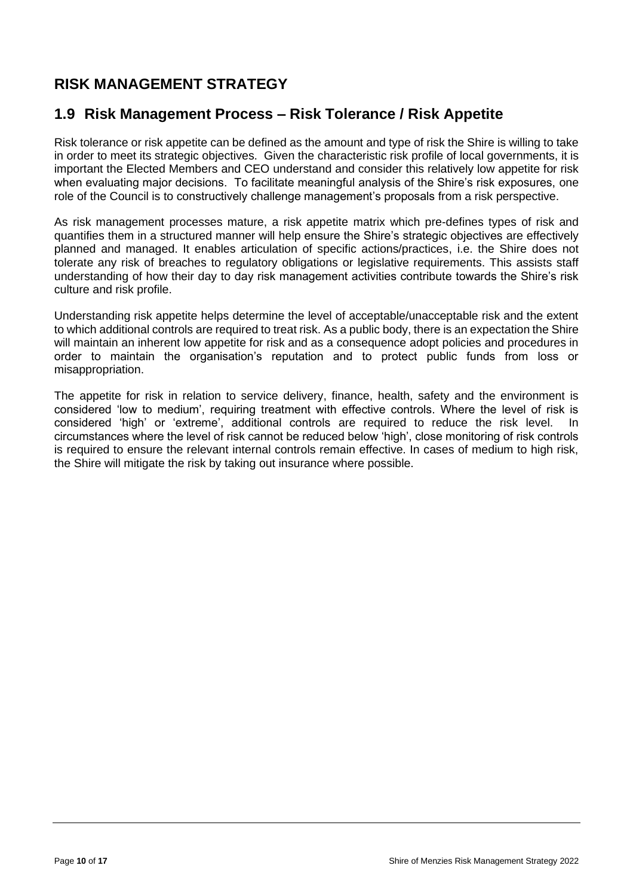# RISK MANAGEMENT STRATEGY

## 1.9 Risk Management Process – Risk Tolerance / Risk Appetite

Risk tolerance or risk appetite can be defined as the amount and type of risk the Shire is willing to take in order to meet its strategic objectives. Given the characteristic risk profile of local governments, it is important the Elected Members and CEO understand and consider this relatively low appetite for risk when evaluating major decisions. To facilitate meaningful analysis of the Shire's risk exposures, one role of the Council is to constructively challenge management's proposals from a risk perspective.

As risk management processes mature, a risk appetite matrix which pre-defines types of risk and quantifies them in a structured manner will help ensure the Shire's strategic objectives are effectively planned and managed. It enables articulation of specific actions/practices, i.e. the Shire does not tolerate any risk of breaches to regulatory obligations or legislative requirements. This assists staff understanding of how their day to day risk management activities contribute towards the Shire's risk culture and risk profile.

Understanding risk appetite helps determine the level of acceptable/unacceptable risk and the extent to which additional controls are required to treat risk. As a public body, there is an expectation the Shire will maintain an inherent low appetite for risk and as a consequence adopt policies and procedures in order to maintain the organisation's reputation and to protect public funds from loss or misappropriation.

The appetite for risk in relation to service delivery, finance, health, safety and the environment is considered 'low to medium', requiring treatment with effective controls. Where the level of risk is considered 'high' or 'extreme', additional controls are required to reduce the risk level. In circumstances where the level of risk cannot be reduced below 'high', close monitoring of risk controls is required to ensure the relevant internal controls remain effective. In cases of medium to high risk, the Shire will mitigate the risk by taking out insurance where possible.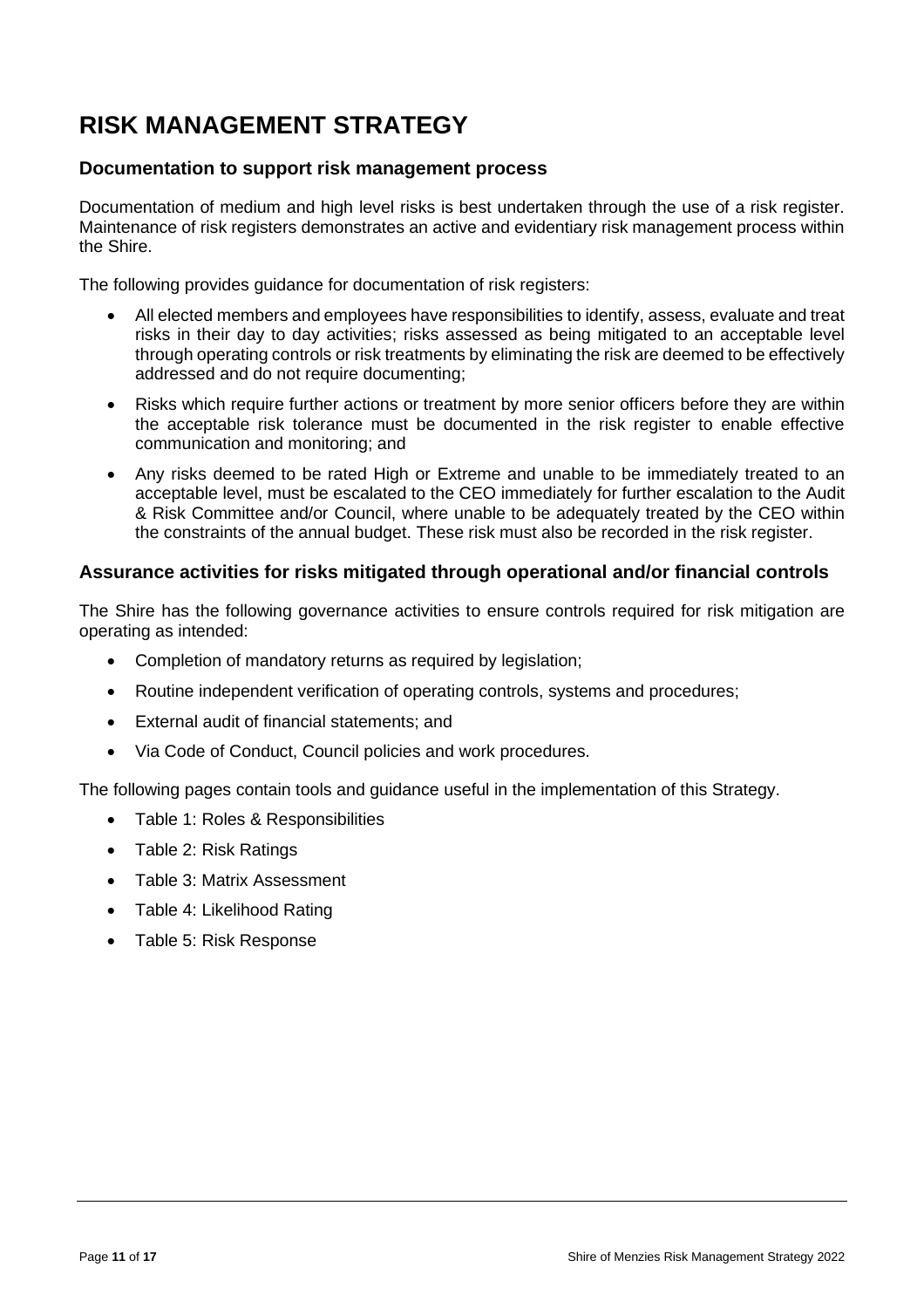# RISK MANAGEMENT STRATEGY

## Documentation to support risk management process

Documentation of medium and high level risks is best undertaken through the use of a risk register. Maintenance of risk registers demonstrates an active and evidentiary risk management process within the Shire.

The following provides guidance for documentation of risk registers:

- All elected members and employees have responsibilities to identify, assess, evaluate and treat risks in their day to day activities; risks assessed as being mitigated to an acceptable level through operating controls or risk treatments by eliminating the risk are deemed to be effectively addressed and do not require documenting;
- Risks which require further actions or treatment by more senior officers before they are within the acceptable risk tolerance must be documented in the risk register to enable effective communication and monitoring; and
- Any risks deemed to be rated High or Extreme and unable to be immediately treated to an acceptable level, must be escalated to the CEO immediately for further escalation to the Audit & Risk Committee and/or Council, where unable to be adequately treated by the CEO within the constraints of the annual budget. These risk must also be recorded in the risk register.

## Assurance activities for risks mitigated through operational and/or financial controls

The Shire has the following governance activities to ensure controls required for risk mitigation are operating as intended:

- Completion of mandatory returns as required by legislation;
- Routine independent verification of operating controls, systems and procedures;
- External audit of financial statements; and
- Via Code of Conduct, Council policies and work procedures.

The following pages contain tools and guidance useful in the implementation of this Strategy.

- Table 1: Roles & Responsibilities
- Table 2: Risk Ratings
- Table 3: Matrix Assessment
- Table 4: Likelihood Rating
- Table 5: Risk Response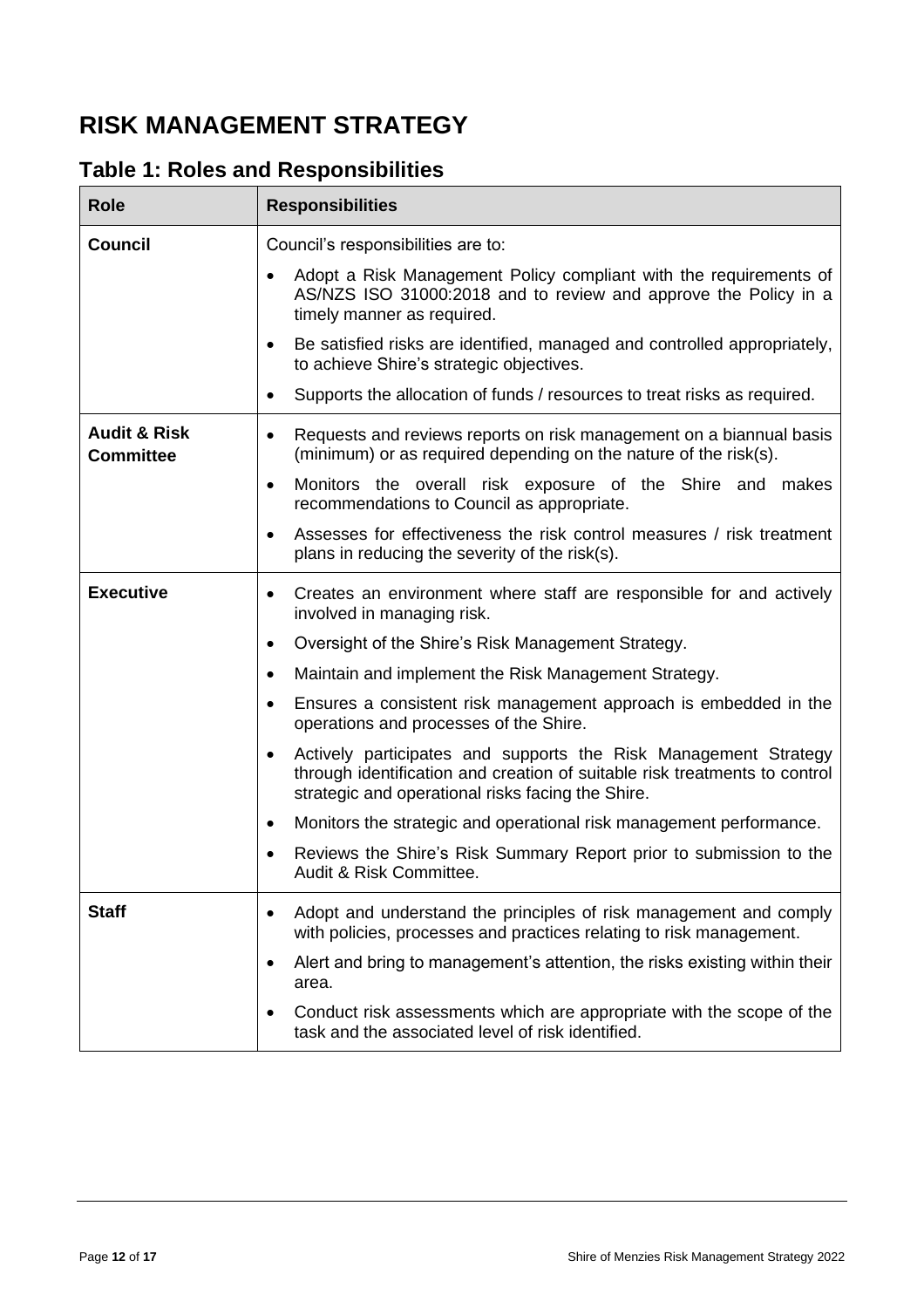# RISK MANAGEMENT STRATEGY

## Table 1: Roles and Responsibilities

| Role | Responsibilities |
|---|---|
| **Council** | Council's responsibilities are to:<br>• Adopt a Risk Management Policy compliant with the requirements of AS/NZS ISO 31000:2018 and to review and approve the Policy in a timely manner as required.<br>• Be satisfied risks are identified, managed and controlled appropriately, to achieve Shire's strategic objectives.<br>• Supports the allocation of funds / resources to treat risks as required. |
| **Audit & Risk Committee** | • Requests and reviews reports on risk management on a biannual basis (minimum) or as required depending on the nature of the risk(s).<br>• Monitors the overall risk exposure of the Shire and makes recommendations to Council as appropriate.<br>• Assesses for effectiveness the risk control measures / risk treatment plans in reducing the severity of the risk(s). |
| **Executive** | • Creates an environment where staff are responsible for and actively involved in managing risk.<br>• Oversight of the Shire's Risk Management Strategy.<br>• Maintain and implement the Risk Management Strategy.<br>• Ensures a consistent risk management approach is embedded in the operations and processes of the Shire.<br>• Actively participates and supports the Risk Management Strategy through identification and creation of suitable risk treatments to control strategic and operational risks facing the Shire.<br>• Monitors the strategic and operational risk management performance.<br>• Reviews the Shire's Risk Summary Report prior to submission to the Audit & Risk Committee. |
| **Staff** | • Adopt and understand the principles of risk management and comply with policies, processes and practices relating to risk management.<br>• Alert and bring to management's attention, the risks existing within their area.<br>• Conduct risk assessments which are appropriate with the scope of the task and the associated level of risk identified. |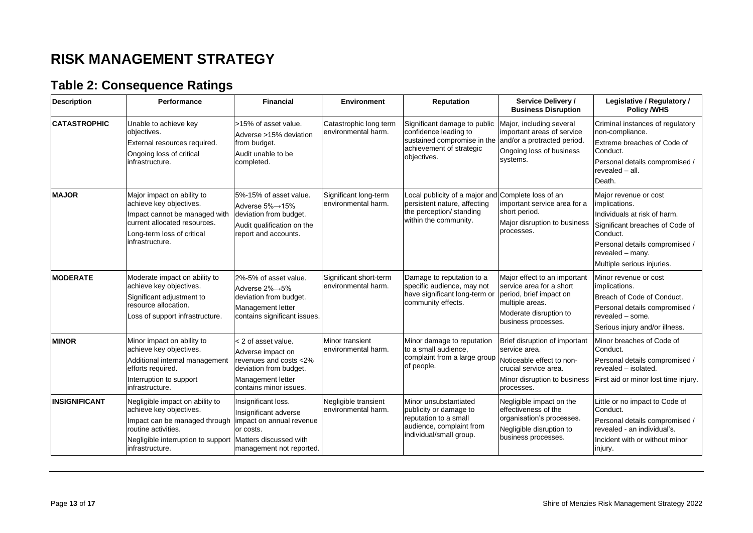# RISK MANAGEMENT STRATEGY

## Table 2: Consequence Ratings

| Description | Performance | Financial | Environment | Reputation | Service Delivery / Business Disruption | Legislative / Regulatory / Policy /WHS |
|---|---|---|---|---|---|---|
| **CATASTROPHIC** | Unable to achieve key objectives.<br>External resources required.<br>Ongoing loss of critical infrastructure. | >15% of asset value.<br>Adverse >15% deviation from budget.<br>Audit unable to be completed. | Catastrophic long term environmental harm. | Significant damage to public confidence leading to sustained compromise in the achievement of strategic objectives. | Major, including several important areas of service and/or a protracted period.<br>Ongoing loss of business systems. | Criminal instances of regulatory non-compliance.<br>Extreme breaches of Code of Conduct.<br>Personal details compromised / revealed – all.<br>Death. |
| **MAJOR** | Major impact on ability to achieve key objectives.<br>Impact cannot be managed with current allocated resources.<br>Long-term loss of critical infrastructure. | 5%-15% of asset value.<br>Adverse 5%→15% deviation from budget.<br>Audit qualification on the report and accounts. | Significant long-term environmental harm. | Local publicity of a major and persistent nature, affecting the perception/ standing within the community. | Complete loss of an important service area for a short period.<br>Major disruption to business processes. | Major revenue or cost implications.<br>Individuals at risk of harm.<br>Significant breaches of Code of Conduct.<br>Personal details compromised / revealed – many.<br>Multiple serious injuries. |
| **MODERATE** | Moderate impact on ability to achieve key objectives.<br>Significant adjustment to resource allocation.<br>Loss of support infrastructure. | 2%-5% of asset value.<br>Adverse 2%→5% deviation from budget.<br>Management letter contains significant issues. | Significant short-term environmental harm. | Damage to reputation to a specific audience, may not have significant long-term or community effects. | Major effect to an important service area for a short period, brief impact on multiple areas.<br>Moderate disruption to business processes. | Minor revenue or cost implications.<br>Breach of Code of Conduct.<br>Personal details compromised / revealed – some.<br>Serious injury and/or illness. |
| **MINOR** | Minor impact on ability to achieve key objectives.<br>Additional internal management efforts required.<br>Interruption to support infrastructure. | < 2 of asset value.<br>Adverse impact on revenues and costs <2% deviation from budget.<br>Management letter contains minor issues. | Minor transient environmental harm. | Minor damage to reputation to a small audience, complaint from a large group of people. | Brief disruption of important service area.<br>Noticeable effect to non-crucial service area.<br>Minor disruption to business processes. | Minor breaches of Code of Conduct.<br>Personal details compromised / revealed – isolated.<br>First aid or minor lost time injury. |
| **INSIGNIFICANT** | Negligible impact on ability to achieve key objectives.<br>Impact can be managed through routine activities.<br>Negligible interruption to support infrastructure. | Insignificant loss.<br>Insignificant adverse impact on annual revenue or costs.<br>Matters discussed with management not reported. | Negligible transient environmental harm. | Minor unsubstantiated publicity or damage to reputation to a small audience, complaint from individual/small group. | Negligible impact on the effectiveness of the organisation's processes.<br>Negligible disruption to business processes. | Little or no impact to Code of Conduct.<br>Personal details compromised / revealed - an individual's.<br>Incident with or without minor injury. |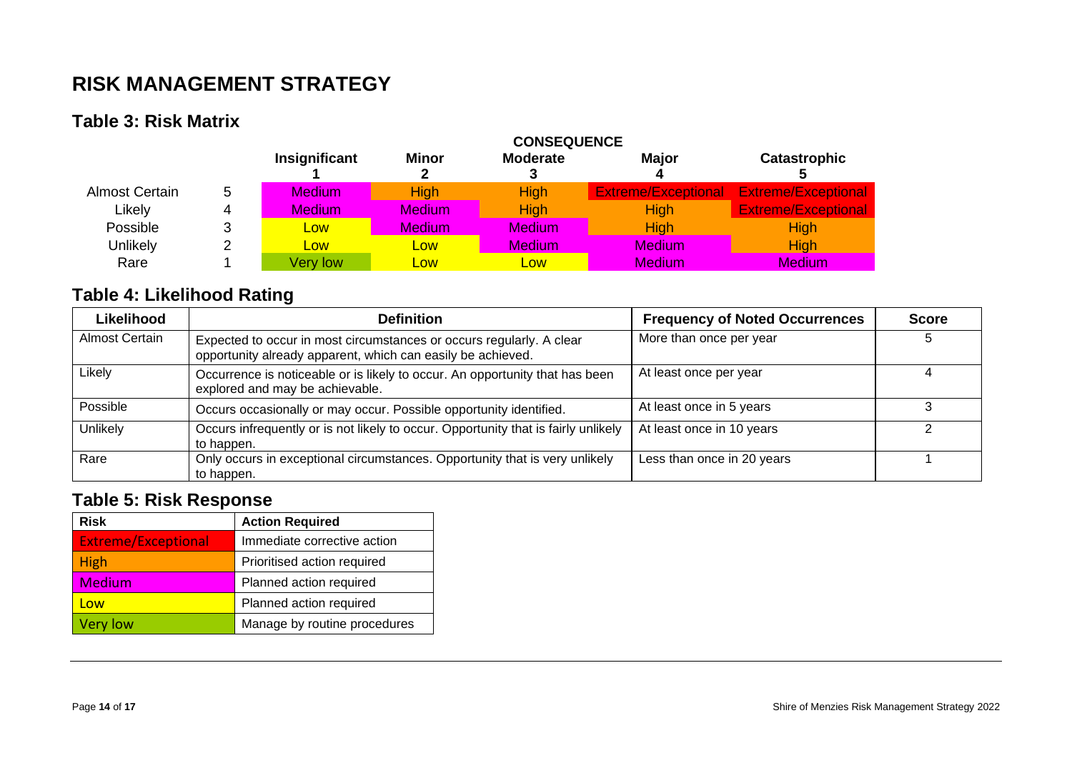# RISK MANAGEMENT STRATEGY

## Table 3: Risk Matrix

| | | CONSEQUENCE | | | | |
|---|---|---|---|---|---|---|
| | | Insignificant 1 | Minor 2 | Moderate 3 | Major 4 | Catastrophic 5 |
| Almost Certain | 5 | Medium | High | High | Extreme/Exceptional | Extreme/Exceptional |
| Likely | 4 | Medium | Medium | High | High | Extreme/Exceptional |
| Possible | 3 | Low | Medium | Medium | High | High |
| Unlikely | 2 | Low | Low | Medium | Medium | High |
| Rare | 1 | Very low | Low | Low | Medium | Medium |

## Table 4: Likelihood Rating

| Likelihood | Definition | Frequency of Noted Occurrences | Score |
|---|---|---|---|
| Almost Certain | Expected to occur in most circumstances or occurs regularly. A clear opportunity already apparent, which can easily be achieved. | More than once per year | 5 |
| Likely | Occurrence is noticeable or is likely to occur. An opportunity that has been explored and may be achievable. | At least once per year | 4 |
| Possible | Occurs occasionally or may occur. Possible opportunity identified. | At least once in 5 years | 3 |
| Unlikely | Occurs infrequently or is not likely to occur. Opportunity that is fairly unlikely to happen. | At least once in 10 years | 2 |
| Rare | Only occurs in exceptional circumstances. Opportunity that is very unlikely to happen. | Less than once in 20 years | 1 |

## Table 5: Risk Response

| Risk | Action Required |
|---|---|
| Extreme/Exceptional | Immediate corrective action |
| High | Prioritised action required |
| Medium | Planned action required |
| Low | Planned action required |
| Very low | Manage by routine procedures |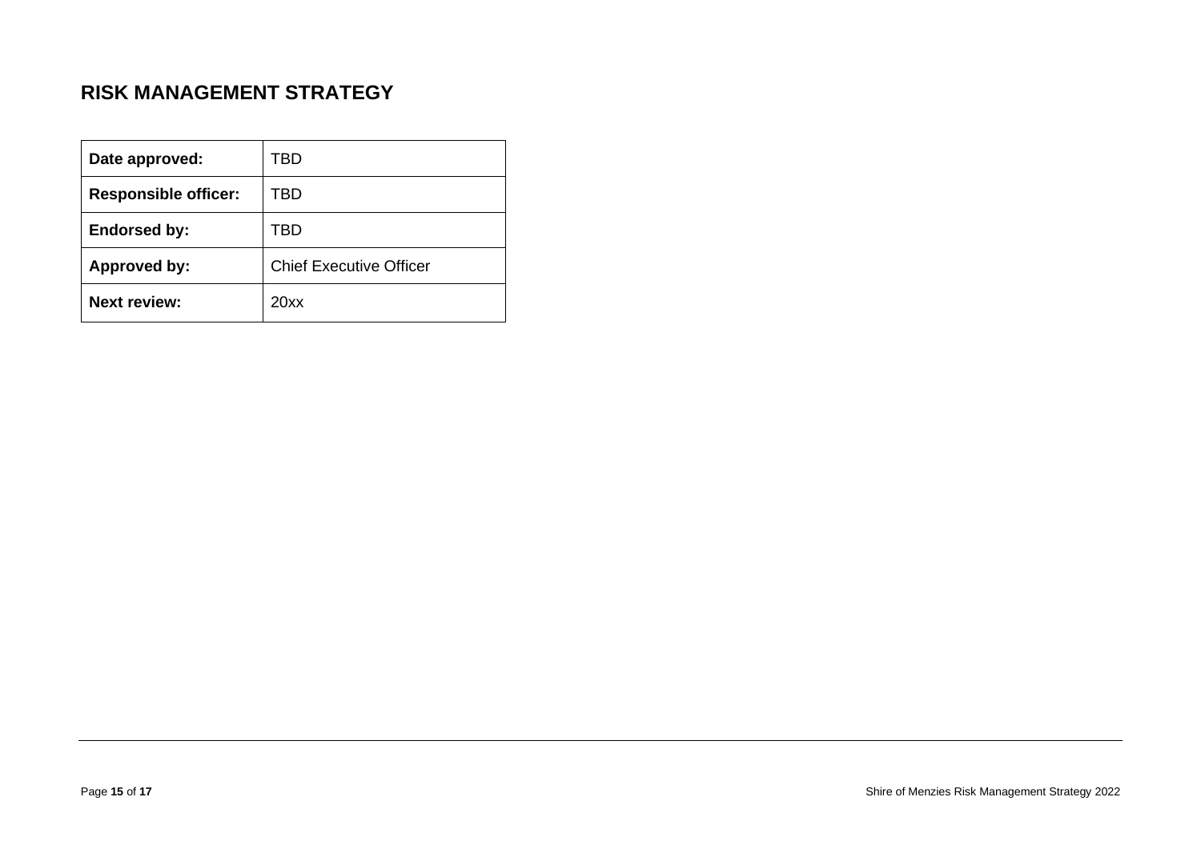## RISK MANAGEMENT STRATEGY

| **Date approved:** | TBD |
|---|---|
| **Responsible officer:** | TBD |
| **Endorsed by:** | TBD |
| **Approved by:** | Chief Executive Officer |
| **Next review:** | 20xx |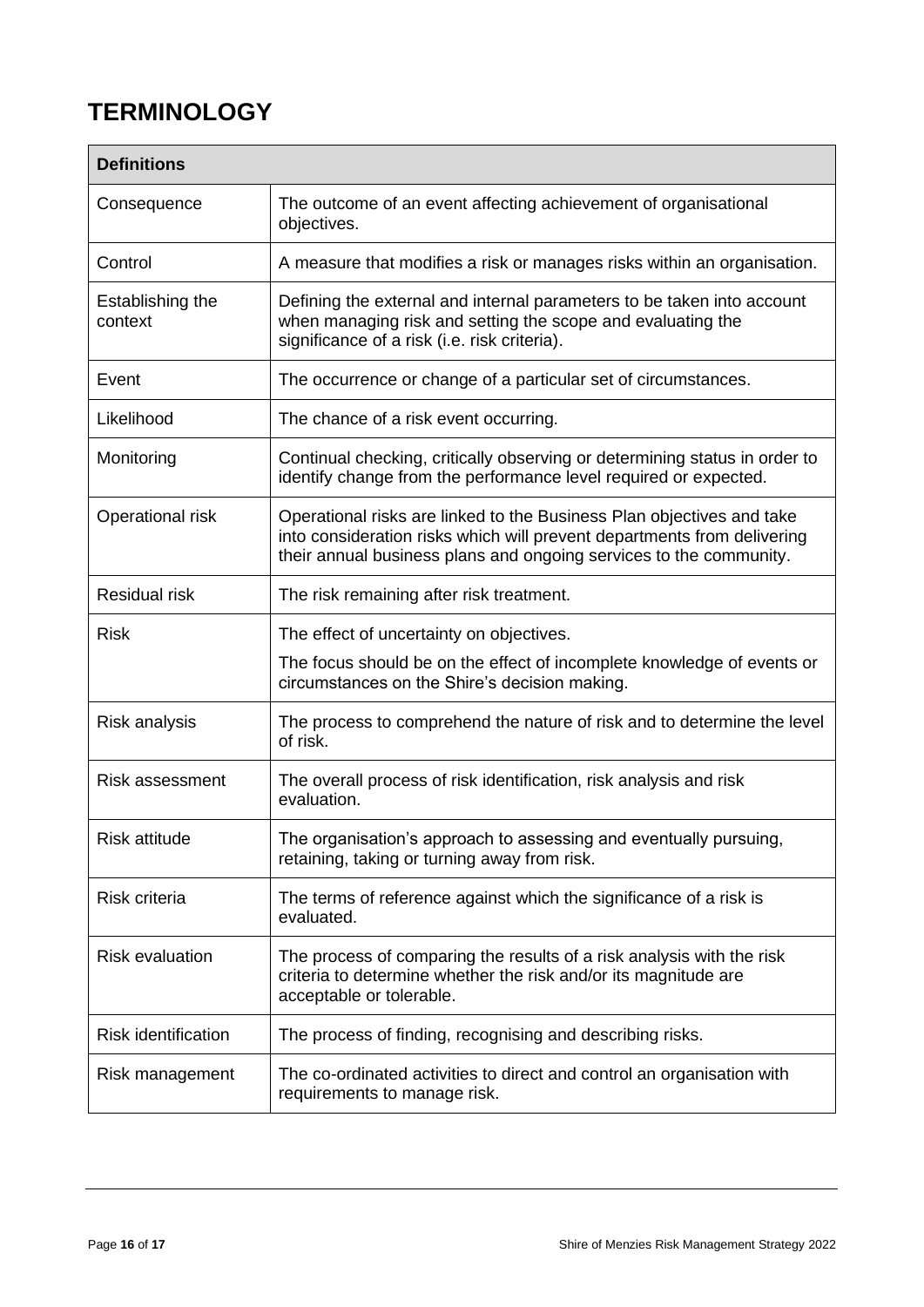# TERMINOLOGY

| Definitions | |
|---|---|
| Consequence | The outcome of an event affecting achievement of organisational objectives. |
| Control | A measure that modifies a risk or manages risks within an organisation. |
| Establishing the context | Defining the external and internal parameters to be taken into account when managing risk and setting the scope and evaluating the significance of a risk (i.e. risk criteria). |
| Event | The occurrence or change of a particular set of circumstances. |
| Likelihood | The chance of a risk event occurring. |
| Monitoring | Continual checking, critically observing or determining status in order to identify change from the performance level required or expected. |
| Operational risk | Operational risks are linked to the Business Plan objectives and take into consideration risks which will prevent departments from delivering their annual business plans and ongoing services to the community. |
| Residual risk | The risk remaining after risk treatment. |
| Risk | The effect of uncertainty on objectives.<br>The focus should be on the effect of incomplete knowledge of events or circumstances on the Shire's decision making. |
| Risk analysis | The process to comprehend the nature of risk and to determine the level of risk. |
| Risk assessment | The overall process of risk identification, risk analysis and risk evaluation. |
| Risk attitude | The organisation's approach to assessing and eventually pursuing, retaining, taking or turning away from risk. |
| Risk criteria | The terms of reference against which the significance of a risk is evaluated. |
| Risk evaluation | The process of comparing the results of a risk analysis with the risk criteria to determine whether the risk and/or its magnitude are acceptable or tolerable. |
| Risk identification | The process of finding, recognising and describing risks. |
| Risk management | The co-ordinated activities to direct and control an organisation with requirements to manage risk. |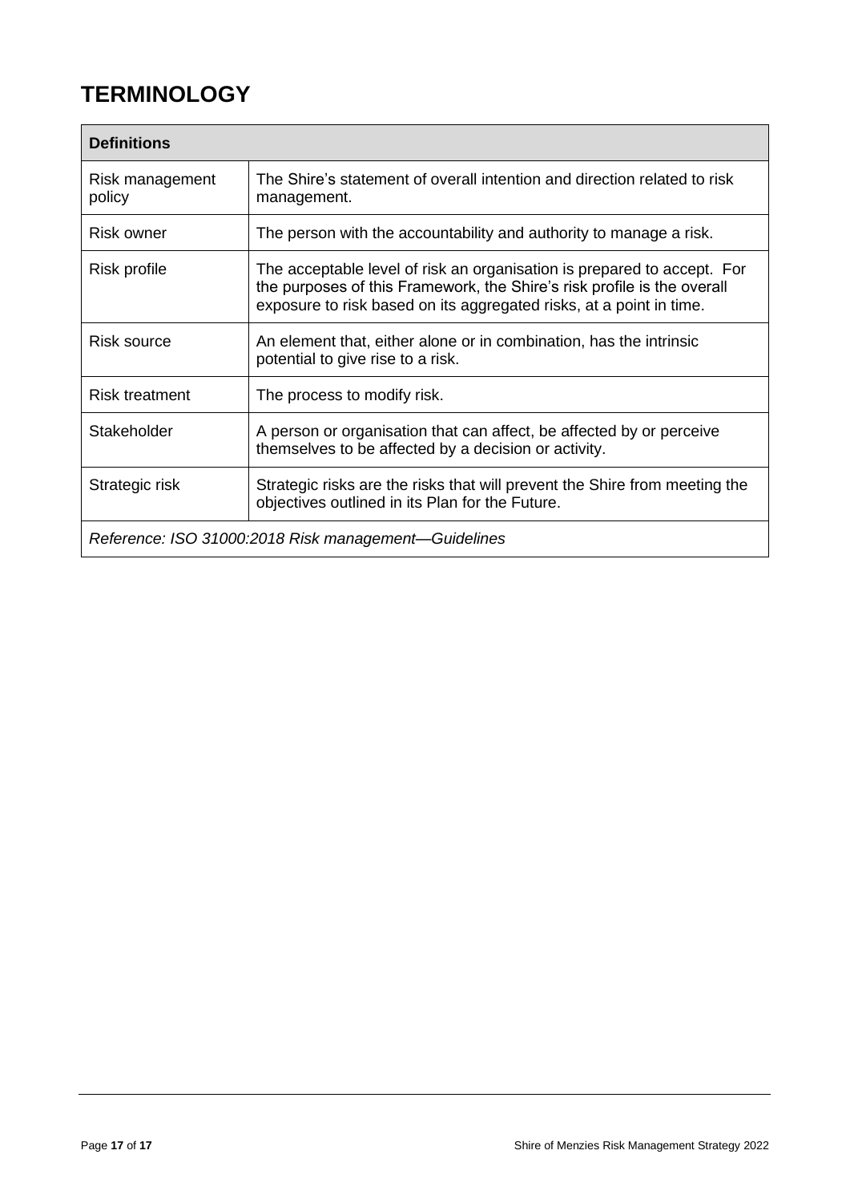# TERMINOLOGY

| Definitions | |
|---|---|
| Risk management policy | The Shire's statement of overall intention and direction related to risk management. |
| Risk owner | The person with the accountability and authority to manage a risk. |
| Risk profile | The acceptable level of risk an organisation is prepared to accept. For the purposes of this Framework, the Shire's risk profile is the overall exposure to risk based on its aggregated risks, at a point in time. |
| Risk source | An element that, either alone or in combination, has the intrinsic potential to give rise to a risk. |
| Risk treatment | The process to modify risk. |
| Stakeholder | A person or organisation that can affect, be affected by or perceive themselves to be affected by a decision or activity. |
| Strategic risk | Strategic risks are the risks that will prevent the Shire from meeting the objectives outlined in its Plan for the Future. |
| *Reference: ISO 31000:2018 Risk management—Guidelines* | |